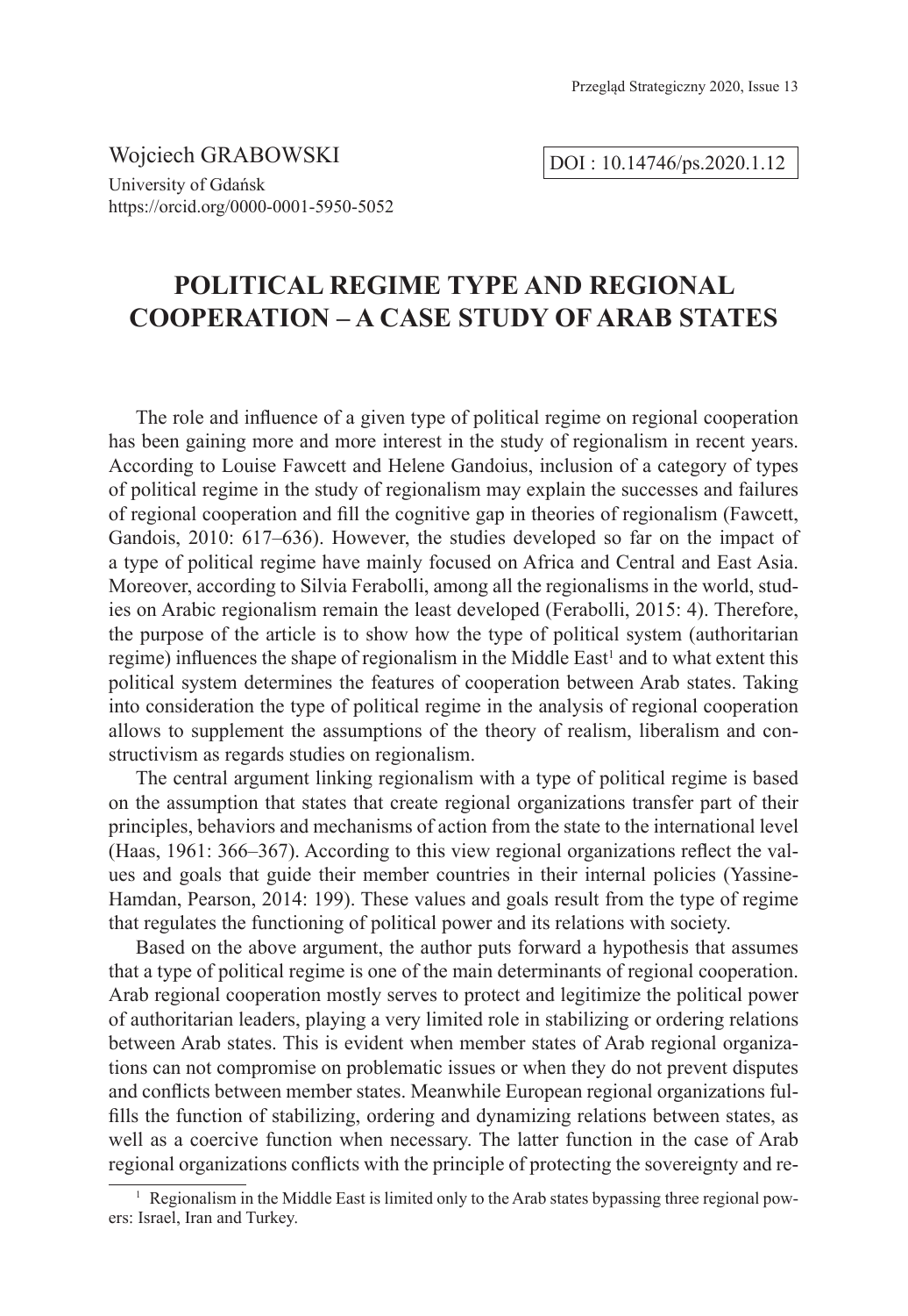Wojciech GRABOWSKI

University of Gdańsk

https://orcid.org/0000-0001-5950-5052

DOI : 10.14746/ps.2020.1.12

# POLITICAL REGIME TYPE AND REGIONAL COOPERATION – A CASE STUDY OF ARAB STATES

The role and influence of a given type of political regime on regional cooperation has been gaining more and more interest in the study of regionalism in recent years. According to Louise Fawcett and Helene Gandoius, inclusion of a category of types of political regime in the study of regionalism may explain the successes and failures of regional cooperation and fill the cognitive gap in theories of regionalism (Fawcett, Gandois, 2010: 617–636). However, the studies developed so far on the impact of a type of political regime have mainly focused on Africa and Central and East Asia. Moreover, according to Silvia Ferabolli, among all the regionalisms in the world, studies on Arabic regionalism remain the least developed (Ferabolli, 2015: 4). Therefore, the purpose of the article is to show how the type of political system (authoritarian regime) influences the shape of regionalism in the Middle East[1] and to what extent this political system determines the features of cooperation between Arab states. Taking into consideration the type of political regime in the analysis of regional cooperation allows to supplement the assumptions of the theory of realism, liberalism and constructivism as regards studies on regionalism.

The central argument linking regionalism with a type of political regime is based on the assumption that states that create regional organizations transfer part of their principles, behaviors and mechanisms of action from the state to the international level (Haas, 1961: 366–367). According to this view regional organizations reflect the values and goals that guide their member countries in their internal policies (Yassine-Hamdan, Pearson, 2014: 199). These values and goals result from the type of regime that regulates the functioning of political power and its relations with society.

Based on the above argument, the author puts forward a hypothesis that assumes that a type of political regime is one of the main determinants of regional cooperation. Arab regional cooperation mostly serves to protect and legitimize the political power of authoritarian leaders, playing a very limited role in stabilizing or ordering relations between Arab states. This is evident when member states of Arab regional organizations can not compromise on problematic issues or when they do not prevent disputes and conflicts between member states. Meanwhile European regional organizations fulfills the function of stabilizing, ordering and dynamizing relations between states, as well as a coercive function when necessary. The latter function in the case of Arab regional organizations conflicts with the principle of protecting the sovereignty and re-

[1] Regionalism in the Middle East is limited only to the Arab states bypassing three regional powers: Israel, Iran and Turkey.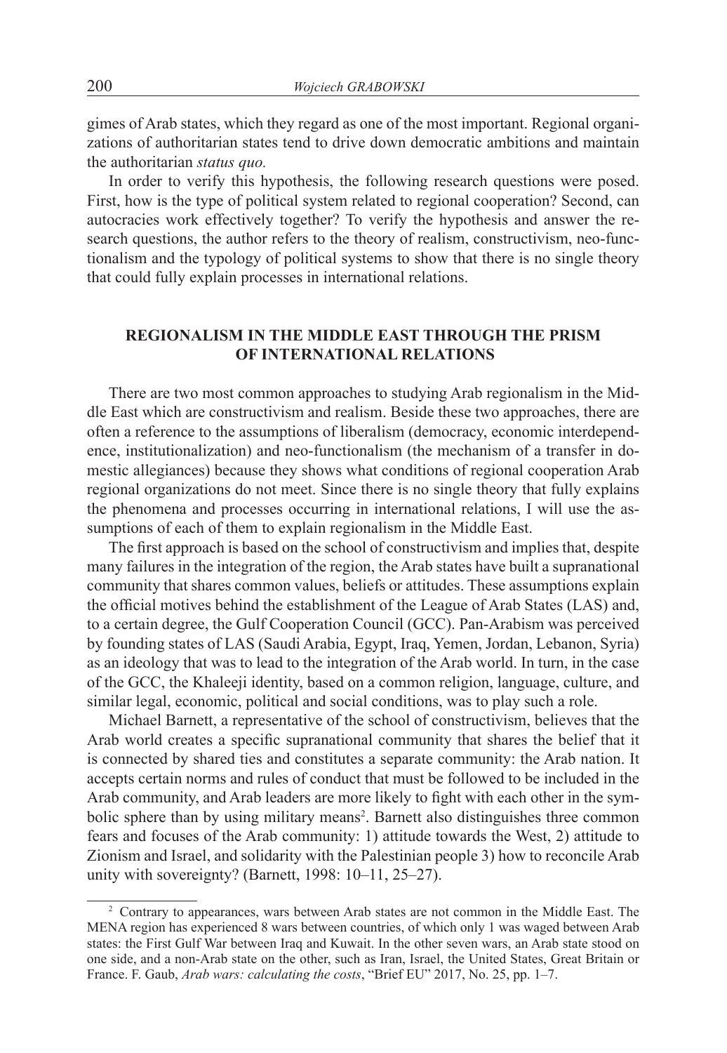gimes of Arab states, which they regard as one of the most important. Regional organizations of authoritarian states tend to drive down democratic ambitions and maintain the authoritarian *status quo.*

In order to verify this hypothesis, the following research questions were posed. First, how is the type of political system related to regional cooperation? Second, can autocracies work effectively together? To verify the hypothesis and answer the research questions, the author refers to the theory of realism, constructivism, neo-functionalism and the typology of political systems to show that there is no single theory that could fully explain processes in international relations.

## REGIONALISM IN THE MIDDLE EAST THROUGH THE PRISM OF INTERNATIONAL RELATIONS

There are two most common approaches to studying Arab regionalism in the Middle East which are constructivism and realism. Beside these two approaches, there are often a reference to the assumptions of liberalism (democracy, economic interdependence, institutionalization) and neo-functionalism (the mechanism of a transfer in domestic allegiances) because they shows what conditions of regional cooperation Arab regional organizations do not meet. Since there is no single theory that fully explains the phenomena and processes occurring in international relations, I will use the assumptions of each of them to explain regionalism in the Middle East.

The first approach is based on the school of constructivism and implies that, despite many failures in the integration of the region, the Arab states have built a supranational community that shares common values, beliefs or attitudes. These assumptions explain the official motives behind the establishment of the League of Arab States (LAS) and, to a certain degree, the Gulf Cooperation Council (GCC). Pan-Arabism was perceived by founding states of LAS (Saudi Arabia, Egypt, Iraq, Yemen, Jordan, Lebanon, Syria) as an ideology that was to lead to the integration of the Arab world. In turn, in the case of the GCC, the Khaleeji identity, based on a common religion, language, culture, and similar legal, economic, political and social conditions, was to play such a role.

Michael Barnett, a representative of the school of constructivism, believes that the Arab world creates a specific supranational community that shares the belief that it is connected by shared ties and constitutes a separate community: the Arab nation. It accepts certain norms and rules of conduct that must be followed to be included in the Arab community, and Arab leaders are more likely to fight with each other in the symbolic sphere than by using military means[2]. Barnett also distinguishes three common fears and focuses of the Arab community: 1) attitude towards the West, 2) attitude to Zionism and Israel, and solidarity with the Palestinian people 3) how to reconcile Arab unity with sovereignty? (Barnett, 1998: 10–11, 25–27).

[2] Contrary to appearances, wars between Arab states are not common in the Middle East. The MENA region has experienced 8 wars between countries, of which only 1 was waged between Arab states: the First Gulf War between Iraq and Kuwait. In the other seven wars, an Arab state stood on one side, and a non-Arab state on the other, such as Iran, Israel, the United States, Great Britain or France. F. Gaub, *Arab wars: calculating the costs*, "Brief EU" 2017, No. 25, pp. 1–7.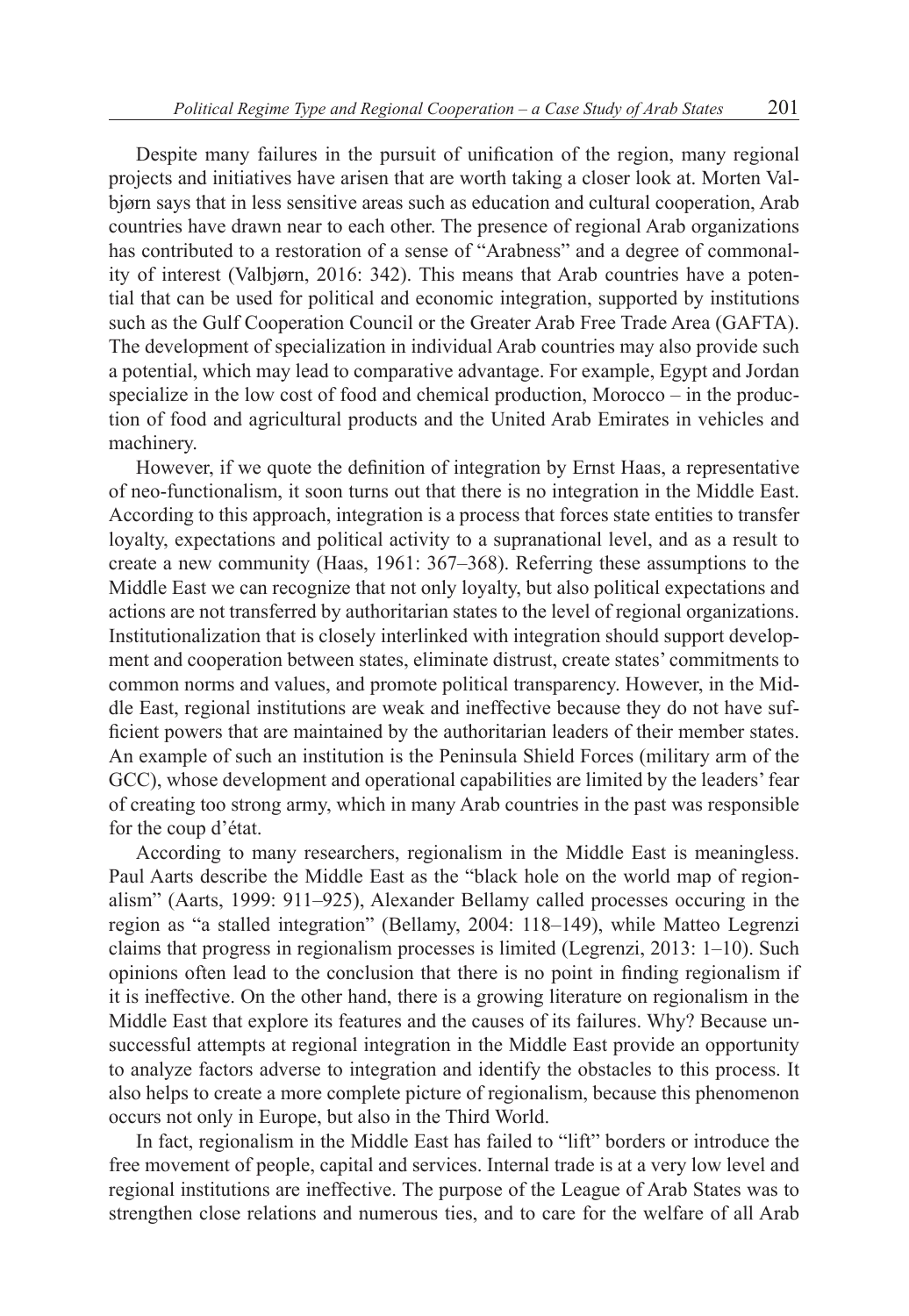Despite many failures in the pursuit of unification of the region, many regional projects and initiatives have arisen that are worth taking a closer look at. Morten Valbjørn says that in less sensitive areas such as education and cultural cooperation, Arab countries have drawn near to each other. The presence of regional Arab organizations has contributed to a restoration of a sense of "Arabness" and a degree of commonality of interest (Valbjørn, 2016: 342). This means that Arab countries have a potential that can be used for political and economic integration, supported by institutions such as the Gulf Cooperation Council or the Greater Arab Free Trade Area (GAFTA). The development of specialization in individual Arab countries may also provide such a potential, which may lead to comparative advantage. For example, Egypt and Jordan specialize in the low cost of food and chemical production, Morocco – in the production of food and agricultural products and the United Arab Emirates in vehicles and machinery.

However, if we quote the definition of integration by Ernst Haas, a representative of neo-functionalism, it soon turns out that there is no integration in the Middle East. According to this approach, integration is a process that forces state entities to transfer loyalty, expectations and political activity to a supranational level, and as a result to create a new community (Haas, 1961: 367–368). Referring these assumptions to the Middle East we can recognize that not only loyalty, but also political expectations and actions are not transferred by authoritarian states to the level of regional organizations. Institutionalization that is closely interlinked with integration should support development and cooperation between states, eliminate distrust, create states' commitments to common norms and values, and promote political transparency. However, in the Middle East, regional institutions are weak and ineffective because they do not have sufficient powers that are maintained by the authoritarian leaders of their member states. An example of such an institution is the Peninsula Shield Forces (military arm of the GCC), whose development and operational capabilities are limited by the leaders' fear of creating too strong army, which in many Arab countries in the past was responsible for the coup d'état.

According to many researchers, regionalism in the Middle East is meaningless. Paul Aarts describe the Middle East as the "black hole on the world map of regionalism" (Aarts, 1999: 911–925), Alexander Bellamy called processes occuring in the region as "a stalled integration" (Bellamy, 2004: 118–149), while Matteo Legrenzi claims that progress in regionalism processes is limited (Legrenzi, 2013: 1–10). Such opinions often lead to the conclusion that there is no point in finding regionalism if it is ineffective. On the other hand, there is a growing literature on regionalism in the Middle East that explore its features and the causes of its failures. Why? Because unsuccessful attempts at regional integration in the Middle East provide an opportunity to analyze factors adverse to integration and identify the obstacles to this process. It also helps to create a more complete picture of regionalism, because this phenomenon occurs not only in Europe, but also in the Third World.

In fact, regionalism in the Middle East has failed to "lift" borders or introduce the free movement of people, capital and services. Internal trade is at a very low level and regional institutions are ineffective. The purpose of the League of Arab States was to strengthen close relations and numerous ties, and to care for the welfare of all Arab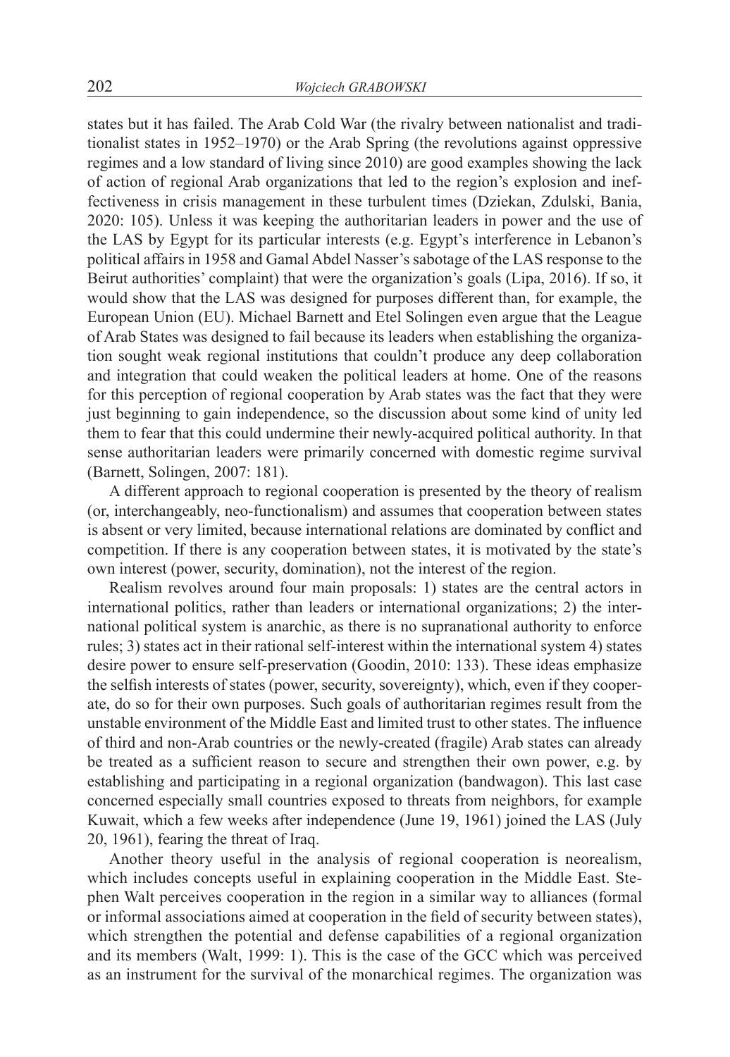states but it has failed. The Arab Cold War (the rivalry between nationalist and traditionalist states in 1952–1970) or the Arab Spring (the revolutions against oppressive regimes and a low standard of living since 2010) are good examples showing the lack of action of regional Arab organizations that led to the region's explosion and ineffectiveness in crisis management in these turbulent times (Dziekan, Zdulski, Bania, 2020: 105). Unless it was keeping the authoritarian leaders in power and the use of the LAS by Egypt for its particular interests (e.g. Egypt's interference in Lebanon's political affairs in 1958 and Gamal Abdel Nasser's sabotage of the LAS response to the Beirut authorities' complaint) that were the organization's goals (Lipa, 2016). If so, it would show that the LAS was designed for purposes different than, for example, the European Union (EU). Michael Barnett and Etel Solingen even argue that the League of Arab States was designed to fail because its leaders when establishing the organization sought weak regional institutions that couldn't produce any deep collaboration and integration that could weaken the political leaders at home. One of the reasons for this perception of regional cooperation by Arab states was the fact that they were just beginning to gain independence, so the discussion about some kind of unity led them to fear that this could undermine their newly-acquired political authority. In that sense authoritarian leaders were primarily concerned with domestic regime survival (Barnett, Solingen, 2007: 181).

A different approach to regional cooperation is presented by the theory of realism (or, interchangeably, neo-functionalism) and assumes that cooperation between states is absent or very limited, because international relations are dominated by conflict and competition. If there is any cooperation between states, it is motivated by the state's own interest (power, security, domination), not the interest of the region.

Realism revolves around four main proposals: 1) states are the central actors in international politics, rather than leaders or international organizations; 2) the international political system is anarchic, as there is no supranational authority to enforce rules; 3) states act in their rational self-interest within the international system 4) states desire power to ensure self-preservation (Goodin, 2010: 133). These ideas emphasize the selfish interests of states (power, security, sovereignty), which, even if they cooperate, do so for their own purposes. Such goals of authoritarian regimes result from the unstable environment of the Middle East and limited trust to other states. The influence of third and non-Arab countries or the newly-created (fragile) Arab states can already be treated as a sufficient reason to secure and strengthen their own power, e.g. by establishing and participating in a regional organization (bandwagon). This last case concerned especially small countries exposed to threats from neighbors, for example Kuwait, which a few weeks after independence (June 19, 1961) joined the LAS (July 20, 1961), fearing the threat of Iraq.

Another theory useful in the analysis of regional cooperation is neorealism, which includes concepts useful in explaining cooperation in the Middle East. Stephen Walt perceives cooperation in the region in a similar way to alliances (formal or informal associations aimed at cooperation in the field of security between states), which strengthen the potential and defense capabilities of a regional organization and its members (Walt, 1999: 1). This is the case of the GCC which was perceived as an instrument for the survival of the monarchical regimes. The organization was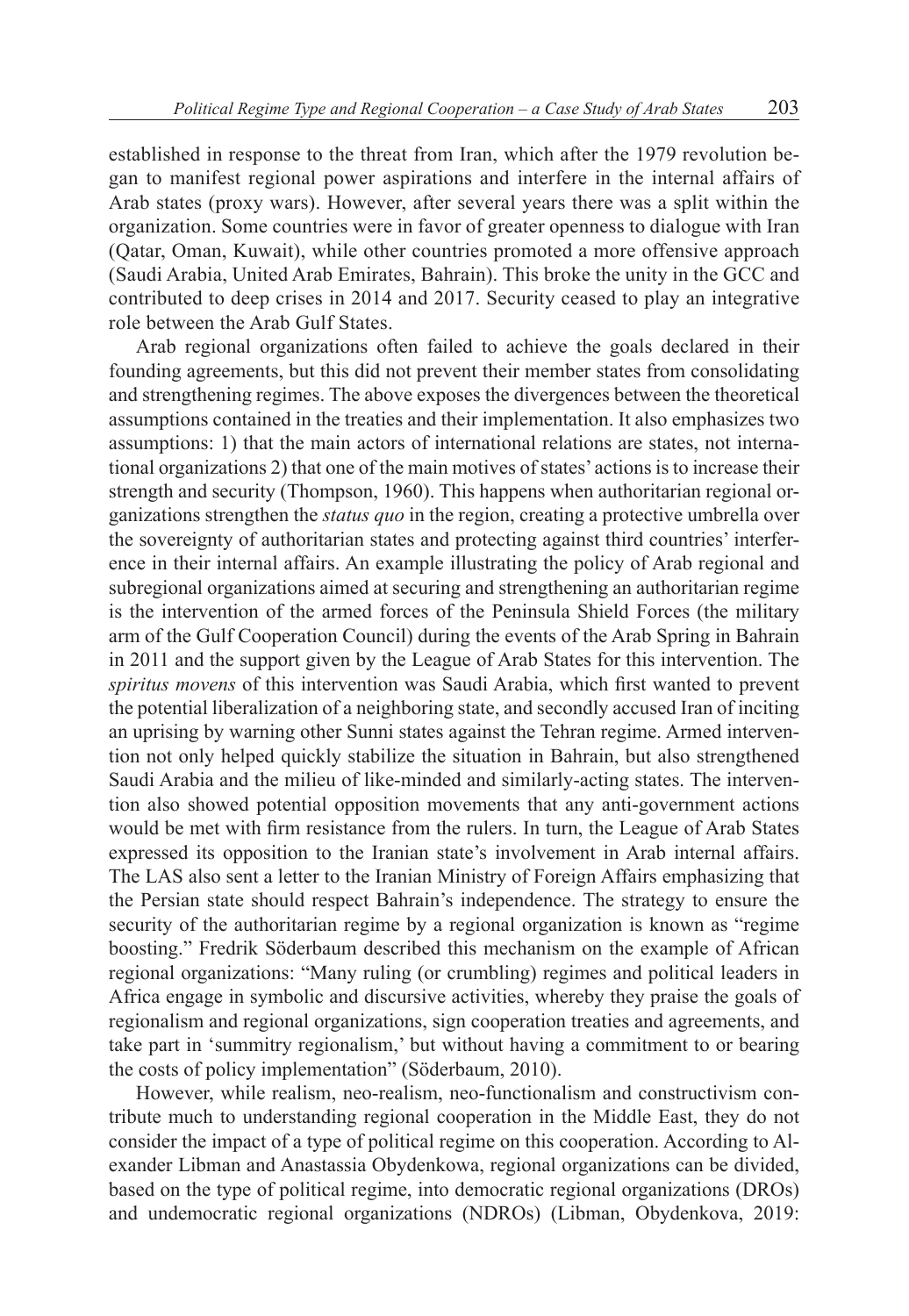established in response to the threat from Iran, which after the 1979 revolution began to manifest regional power aspirations and interfere in the internal affairs of Arab states (proxy wars). However, after several years there was a split within the organization. Some countries were in favor of greater openness to dialogue with Iran (Qatar, Oman, Kuwait), while other countries promoted a more offensive approach (Saudi Arabia, United Arab Emirates, Bahrain). This broke the unity in the GCC and contributed to deep crises in 2014 and 2017. Security ceased to play an integrative role between the Arab Gulf States.

Arab regional organizations often failed to achieve the goals declared in their founding agreements, but this did not prevent their member states from consolidating and strengthening regimes. The above exposes the divergences between the theoretical assumptions contained in the treaties and their implementation. It also emphasizes two assumptions: 1) that the main actors of international relations are states, not international organizations 2) that one of the main motives of states' actions is to increase their strength and security (Thompson, 1960). This happens when authoritarian regional organizations strengthen the *status quo* in the region, creating a protective umbrella over the sovereignty of authoritarian states and protecting against third countries' interference in their internal affairs. An example illustrating the policy of Arab regional and subregional organizations aimed at securing and strengthening an authoritarian regime is the intervention of the armed forces of the Peninsula Shield Forces (the military arm of the Gulf Cooperation Council) during the events of the Arab Spring in Bahrain in 2011 and the support given by the League of Arab States for this intervention. The *spiritus movens* of this intervention was Saudi Arabia, which first wanted to prevent the potential liberalization of a neighboring state, and secondly accused Iran of inciting an uprising by warning other Sunni states against the Tehran regime. Armed intervention not only helped quickly stabilize the situation in Bahrain, but also strengthened Saudi Arabia and the milieu of like-minded and similarly-acting states. The intervention also showed potential opposition movements that any anti-government actions would be met with firm resistance from the rulers. In turn, the League of Arab States expressed its opposition to the Iranian state's involvement in Arab internal affairs. The LAS also sent a letter to the Iranian Ministry of Foreign Affairs emphasizing that the Persian state should respect Bahrain's independence. The strategy to ensure the security of the authoritarian regime by a regional organization is known as "regime boosting." Fredrik Söderbaum described this mechanism on the example of African regional organizations: "Many ruling (or crumbling) regimes and political leaders in Africa engage in symbolic and discursive activities, whereby they praise the goals of regionalism and regional organizations, sign cooperation treaties and agreements, and take part in 'summitry regionalism,' but without having a commitment to or bearing the costs of policy implementation" (Söderbaum, 2010).

However, while realism, neo-realism, neo-functionalism and constructivism contribute much to understanding regional cooperation in the Middle East, they do not consider the impact of a type of political regime on this cooperation. According to Alexander Libman and Anastassia Obydenkowa, regional organizations can be divided, based on the type of political regime, into democratic regional organizations (DROs) and undemocratic regional organizations (NDROs) (Libman, Obydenkova, 2019: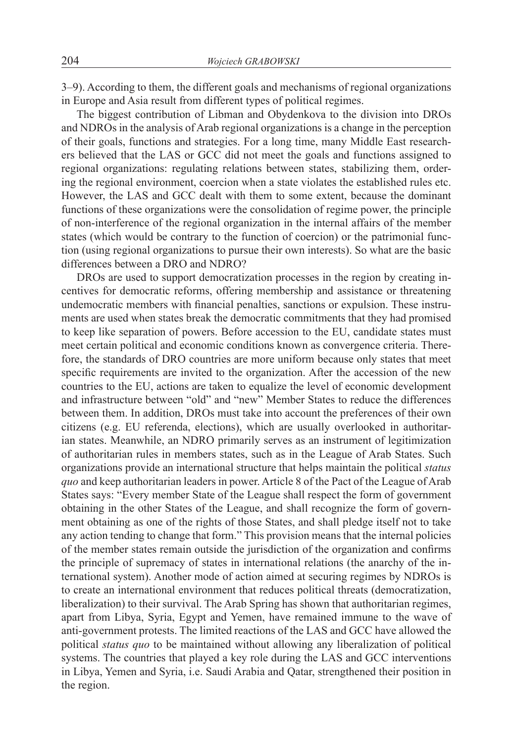3–9). According to them, the different goals and mechanisms of regional organizations in Europe and Asia result from different types of political regimes.

The biggest contribution of Libman and Obydenkova to the division into DROs and NDROs in the analysis of Arab regional organizations is a change in the perception of their goals, functions and strategies. For a long time, many Middle East researchers believed that the LAS or GCC did not meet the goals and functions assigned to regional organizations: regulating relations between states, stabilizing them, ordering the regional environment, coercion when a state violates the established rules etc. However, the LAS and GCC dealt with them to some extent, because the dominant functions of these organizations were the consolidation of regime power, the principle of non-interference of the regional organization in the internal affairs of the member states (which would be contrary to the function of coercion) or the patrimonial function (using regional organizations to pursue their own interests). So what are the basic differences between a DRO and NDRO?

DROs are used to support democratization processes in the region by creating incentives for democratic reforms, offering membership and assistance or threatening undemocratic members with financial penalties, sanctions or expulsion. These instruments are used when states break the democratic commitments that they had promised to keep like separation of powers. Before accession to the EU, candidate states must meet certain political and economic conditions known as convergence criteria. Therefore, the standards of DRO countries are more uniform because only states that meet specific requirements are invited to the organization. After the accession of the new countries to the EU, actions are taken to equalize the level of economic development and infrastructure between "old" and "new" Member States to reduce the differences between them. In addition, DROs must take into account the preferences of their own citizens (e.g. EU referenda, elections), which are usually overlooked in authoritarian states. Meanwhile, an NDRO primarily serves as an instrument of legitimization of authoritarian rules in members states, such as in the League of Arab States. Such organizations provide an international structure that helps maintain the political *status quo* and keep authoritarian leaders in power. Article 8 of the Pact of the League of Arab States says: "Every member State of the League shall respect the form of government obtaining in the other States of the League, and shall recognize the form of government obtaining as one of the rights of those States, and shall pledge itself not to take any action tending to change that form." This provision means that the internal policies of the member states remain outside the jurisdiction of the organization and confirms the principle of supremacy of states in international relations (the anarchy of the international system). Another mode of action aimed at securing regimes by NDROs is to create an international environment that reduces political threats (democratization, liberalization) to their survival. The Arab Spring has shown that authoritarian regimes, apart from Libya, Syria, Egypt and Yemen, have remained immune to the wave of anti-government protests. The limited reactions of the LAS and GCC have allowed the political *status quo* to be maintained without allowing any liberalization of political systems. The countries that played a key role during the LAS and GCC interventions in Libya, Yemen and Syria, i.e. Saudi Arabia and Qatar, strengthened their position in the region.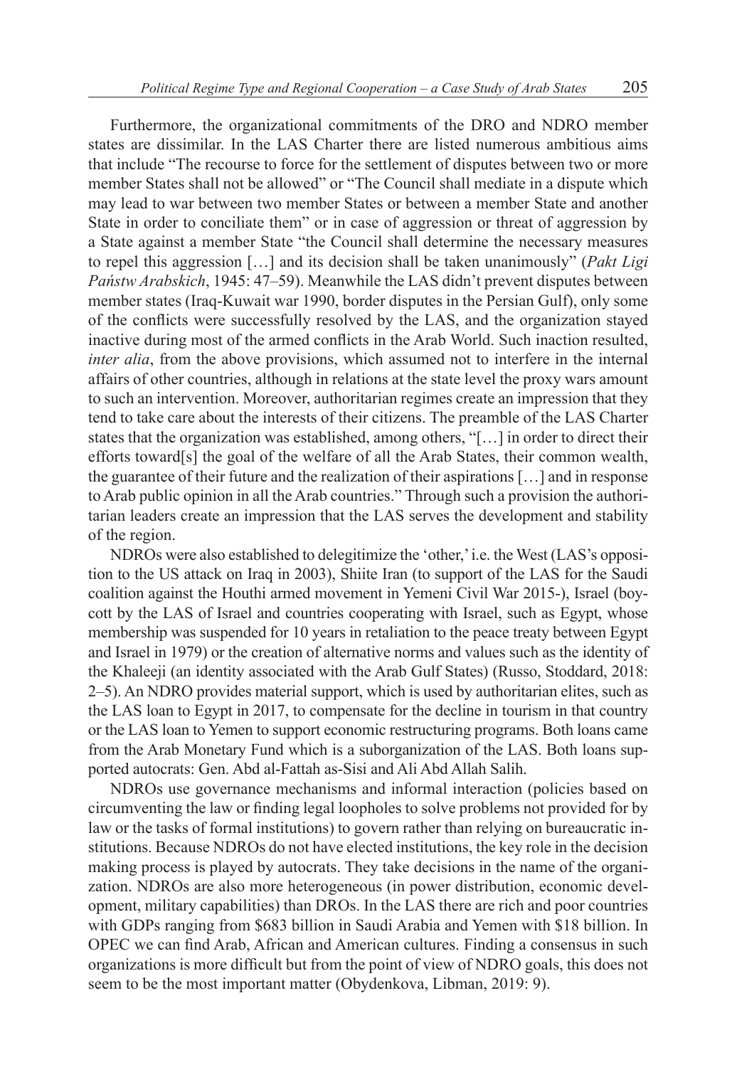Furthermore, the organizational commitments of the DRO and NDRO member states are dissimilar. In the LAS Charter there are listed numerous ambitious aims that include "The recourse to force for the settlement of disputes between two or more member States shall not be allowed" or "The Council shall mediate in a dispute which may lead to war between two member States or between a member State and another State in order to conciliate them" or in case of aggression or threat of aggression by a State against a member State "the Council shall determine the necessary measures to repel this aggression […] and its decision shall be taken unanimously" (*Pakt Ligi Państw Arabskich*, 1945: 47–59). Meanwhile the LAS didn't prevent disputes between member states (Iraq-Kuwait war 1990, border disputes in the Persian Gulf), only some of the conflicts were successfully resolved by the LAS, and the organization stayed inactive during most of the armed conflicts in the Arab World. Such inaction resulted, *inter alia*, from the above provisions, which assumed not to interfere in the internal affairs of other countries, although in relations at the state level the proxy wars amount to such an intervention. Moreover, authoritarian regimes create an impression that they tend to take care about the interests of their citizens. The preamble of the LAS Charter states that the organization was established, among others, "[…] in order to direct their efforts toward[s] the goal of the welfare of all the Arab States, their common wealth, the guarantee of their future and the realization of their aspirations […] and in response to Arab public opinion in all the Arab countries." Through such a provision the authoritarian leaders create an impression that the LAS serves the development and stability of the region.

NDROs were also established to delegitimize the 'other,' i.e. the West (LAS's opposition to the US attack on Iraq in 2003), Shiite Iran (to support of the LAS for the Saudi coalition against the Houthi armed movement in Yemeni Civil War 2015-), Israel (boycott by the LAS of Israel and countries cooperating with Israel, such as Egypt, whose membership was suspended for 10 years in retaliation to the peace treaty between Egypt and Israel in 1979) or the creation of alternative norms and values such as the identity of the Khaleeji (an identity associated with the Arab Gulf States) (Russo, Stoddard, 2018: 2–5). An NDRO provides material support, which is used by authoritarian elites, such as the LAS loan to Egypt in 2017, to compensate for the decline in tourism in that country or the LAS loan to Yemen to support economic restructuring programs. Both loans came from the Arab Monetary Fund which is a suborganization of the LAS. Both loans supported autocrats: Gen. Abd al-Fattah as-Sisi and Ali Abd Allah Salih.

NDROs use governance mechanisms and informal interaction (policies based on circumventing the law or finding legal loopholes to solve problems not provided for by law or the tasks of formal institutions) to govern rather than relying on bureaucratic institutions. Because NDROs do not have elected institutions, the key role in the decision making process is played by autocrats. They take decisions in the name of the organization. NDROs are also more heterogeneous (in power distribution, economic development, military capabilities) than DROs. In the LAS there are rich and poor countries with GDPs ranging from $683 billion in Saudi Arabia and Yemen with $18 billion. In OPEC we can find Arab, African and American cultures. Finding a consensus in such organizations is more difficult but from the point of view of NDRO goals, this does not seem to be the most important matter (Obydenkova, Libman, 2019: 9).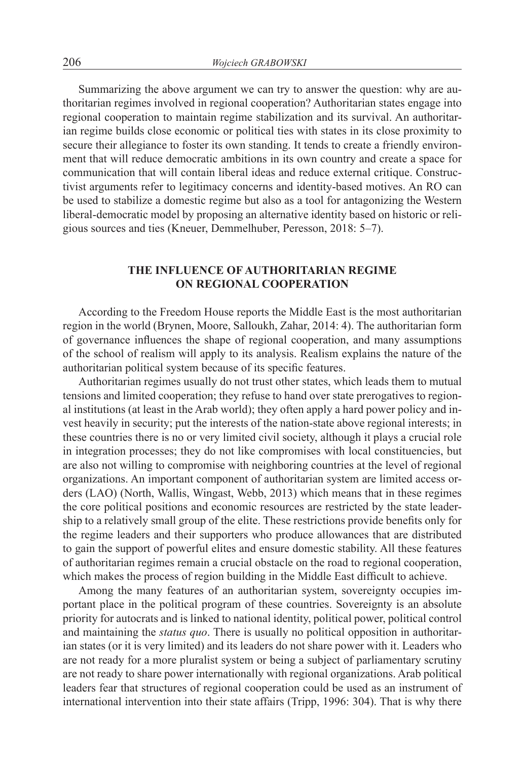Summarizing the above argument we can try to answer the question: why are authoritarian regimes involved in regional cooperation? Authoritarian states engage into regional cooperation to maintain regime stabilization and its survival. An authoritarian regime builds close economic or political ties with states in its close proximity to secure their allegiance to foster its own standing. It tends to create a friendly environment that will reduce democratic ambitions in its own country and create a space for communication that will contain liberal ideas and reduce external critique. Constructivist arguments refer to legitimacy concerns and identity-based motives. An RO can be used to stabilize a domestic regime but also as a tool for antagonizing the Western liberal-democratic model by proposing an alternative identity based on historic or religious sources and ties (Kneuer, Demmelhuber, Peresson, 2018: 5–7).

## THE INFLUENCE OF AUTHORITARIAN REGIME ON REGIONAL COOPERATION

According to the Freedom House reports the Middle East is the most authoritarian region in the world (Brynen, Moore, Salloukh, Zahar, 2014: 4). The authoritarian form of governance influences the shape of regional cooperation, and many assumptions of the school of realism will apply to its analysis. Realism explains the nature of the authoritarian political system because of its specific features.

Authoritarian regimes usually do not trust other states, which leads them to mutual tensions and limited cooperation; they refuse to hand over state prerogatives to regional institutions (at least in the Arab world); they often apply a hard power policy and invest heavily in security; put the interests of the nation-state above regional interests; in these countries there is no or very limited civil society, although it plays a crucial role in integration processes; they do not like compromises with local constituencies, but are also not willing to compromise with neighboring countries at the level of regional organizations. An important component of authoritarian system are limited access orders (LAO) (North, Wallis, Wingast, Webb, 2013) which means that in these regimes the core political positions and economic resources are restricted by the state leadership to a relatively small group of the elite. These restrictions provide benefits only for the regime leaders and their supporters who produce allowances that are distributed to gain the support of powerful elites and ensure domestic stability. All these features of authoritarian regimes remain a crucial obstacle on the road to regional cooperation, which makes the process of region building in the Middle East difficult to achieve.

Among the many features of an authoritarian system, sovereignty occupies important place in the political program of these countries. Sovereignty is an absolute priority for autocrats and is linked to national identity, political power, political control and maintaining the *status quo*. There is usually no political opposition in authoritarian states (or it is very limited) and its leaders do not share power with it. Leaders who are not ready for a more pluralist system or being a subject of parliamentary scrutiny are not ready to share power internationally with regional organizations. Arab political leaders fear that structures of regional cooperation could be used as an instrument of international intervention into their state affairs (Tripp, 1996: 304). That is why there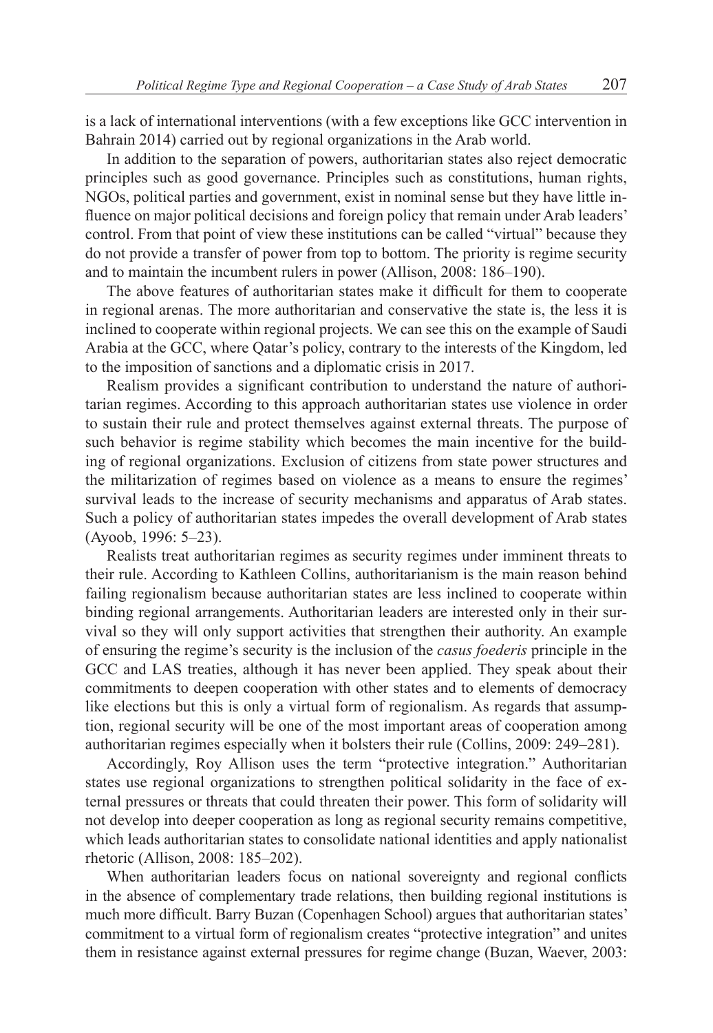is a lack of international interventions (with a few exceptions like GCC intervention in Bahrain 2014) carried out by regional organizations in the Arab world.

In addition to the separation of powers, authoritarian states also reject democratic principles such as good governance. Principles such as constitutions, human rights, NGOs, political parties and government, exist in nominal sense but they have little influence on major political decisions and foreign policy that remain under Arab leaders' control. From that point of view these institutions can be called "virtual" because they do not provide a transfer of power from top to bottom. The priority is regime security and to maintain the incumbent rulers in power (Allison, 2008: 186–190).

The above features of authoritarian states make it difficult for them to cooperate in regional arenas. The more authoritarian and conservative the state is, the less it is inclined to cooperate within regional projects. We can see this on the example of Saudi Arabia at the GCC, where Qatar's policy, contrary to the interests of the Kingdom, led to the imposition of sanctions and a diplomatic crisis in 2017.

Realism provides a significant contribution to understand the nature of authoritarian regimes. According to this approach authoritarian states use violence in order to sustain their rule and protect themselves against external threats. The purpose of such behavior is regime stability which becomes the main incentive for the building of regional organizations. Exclusion of citizens from state power structures and the militarization of regimes based on violence as a means to ensure the regimes' survival leads to the increase of security mechanisms and apparatus of Arab states. Such a policy of authoritarian states impedes the overall development of Arab states (Ayoob, 1996: 5–23).

Realists treat authoritarian regimes as security regimes under imminent threats to their rule. According to Kathleen Collins, authoritarianism is the main reason behind failing regionalism because authoritarian states are less inclined to cooperate within binding regional arrangements. Authoritarian leaders are interested only in their survival so they will only support activities that strengthen their authority. An example of ensuring the regime's security is the inclusion of the *casus foederis* principle in the GCC and LAS treaties, although it has never been applied. They speak about their commitments to deepen cooperation with other states and to elements of democracy like elections but this is only a virtual form of regionalism. As regards that assumption, regional security will be one of the most important areas of cooperation among authoritarian regimes especially when it bolsters their rule (Collins, 2009: 249–281).

Accordingly, Roy Allison uses the term "protective integration." Authoritarian states use regional organizations to strengthen political solidarity in the face of external pressures or threats that could threaten their power. This form of solidarity will not develop into deeper cooperation as long as regional security remains competitive, which leads authoritarian states to consolidate national identities and apply nationalist rhetoric (Allison, 2008: 185–202).

When authoritarian leaders focus on national sovereignty and regional conflicts in the absence of complementary trade relations, then building regional institutions is much more difficult. Barry Buzan (Copenhagen School) argues that authoritarian states' commitment to a virtual form of regionalism creates "protective integration" and unites them in resistance against external pressures for regime change (Buzan, Waever, 2003: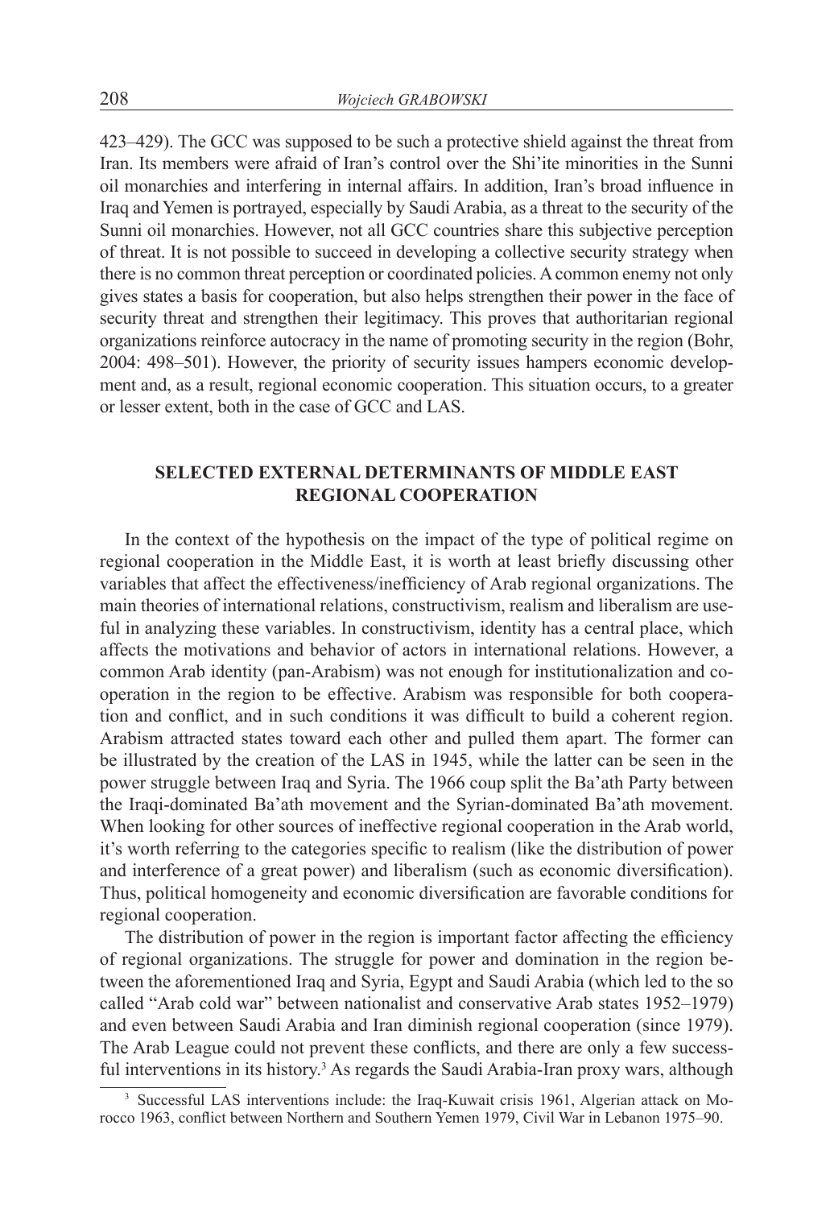423–429). The GCC was supposed to be such a protective shield against the threat from Iran. Its members were afraid of Iran's control over the Shi'ite minorities in the Sunni oil monarchies and interfering in internal affairs. In addition, Iran's broad influence in Iraq and Yemen is portrayed, especially by Saudi Arabia, as a threat to the security of the Sunni oil monarchies. However, not all GCC countries share this subjective perception of threat. It is not possible to succeed in developing a collective security strategy when there is no common threat perception or coordinated policies. A common enemy not only gives states a basis for cooperation, but also helps strengthen their power in the face of security threat and strengthen their legitimacy. This proves that authoritarian regional organizations reinforce autocracy in the name of promoting security in the region (Bohr, 2004: 498–501). However, the priority of security issues hampers economic development and, as a result, regional economic cooperation. This situation occurs, to a greater or lesser extent, both in the case of GCC and LAS.

## SELECTED EXTERNAL DETERMINANTS OF MIDDLE EAST REGIONAL COOPERATION

In the context of the hypothesis on the impact of the type of political regime on regional cooperation in the Middle East, it is worth at least briefly discussing other variables that affect the effectiveness/inefficiency of Arab regional organizations. The main theories of international relations, constructivism, realism and liberalism are useful in analyzing these variables. In constructivism, identity has a central place, which affects the motivations and behavior of actors in international relations. However, a common Arab identity (pan-Arabism) was not enough for institutionalization and cooperation in the region to be effective. Arabism was responsible for both cooperation and conflict, and in such conditions it was difficult to build a coherent region. Arabism attracted states toward each other and pulled them apart. The former can be illustrated by the creation of the LAS in 1945, while the latter can be seen in the power struggle between Iraq and Syria. The 1966 coup split the Ba'ath Party between the Iraqi-dominated Ba'ath movement and the Syrian-dominated Ba'ath movement. When looking for other sources of ineffective regional cooperation in the Arab world, it's worth referring to the categories specific to realism (like the distribution of power and interference of a great power) and liberalism (such as economic diversification). Thus, political homogeneity and economic diversification are favorable conditions for regional cooperation.

The distribution of power in the region is important factor affecting the efficiency of regional organizations. The struggle for power and domination in the region between the aforementioned Iraq and Syria, Egypt and Saudi Arabia (which led to the so called "Arab cold war" between nationalist and conservative Arab states 1952–1979) and even between Saudi Arabia and Iran diminish regional cooperation (since 1979). The Arab League could not prevent these conflicts, and there are only a few successful interventions in its history.[3] As regards the Saudi Arabia-Iran proxy wars, although

[3] Successful LAS interventions include: the Iraq-Kuwait crisis 1961, Algerian attack on Morocco 1963, conflict between Northern and Southern Yemen 1979, Civil War in Lebanon 1975–90.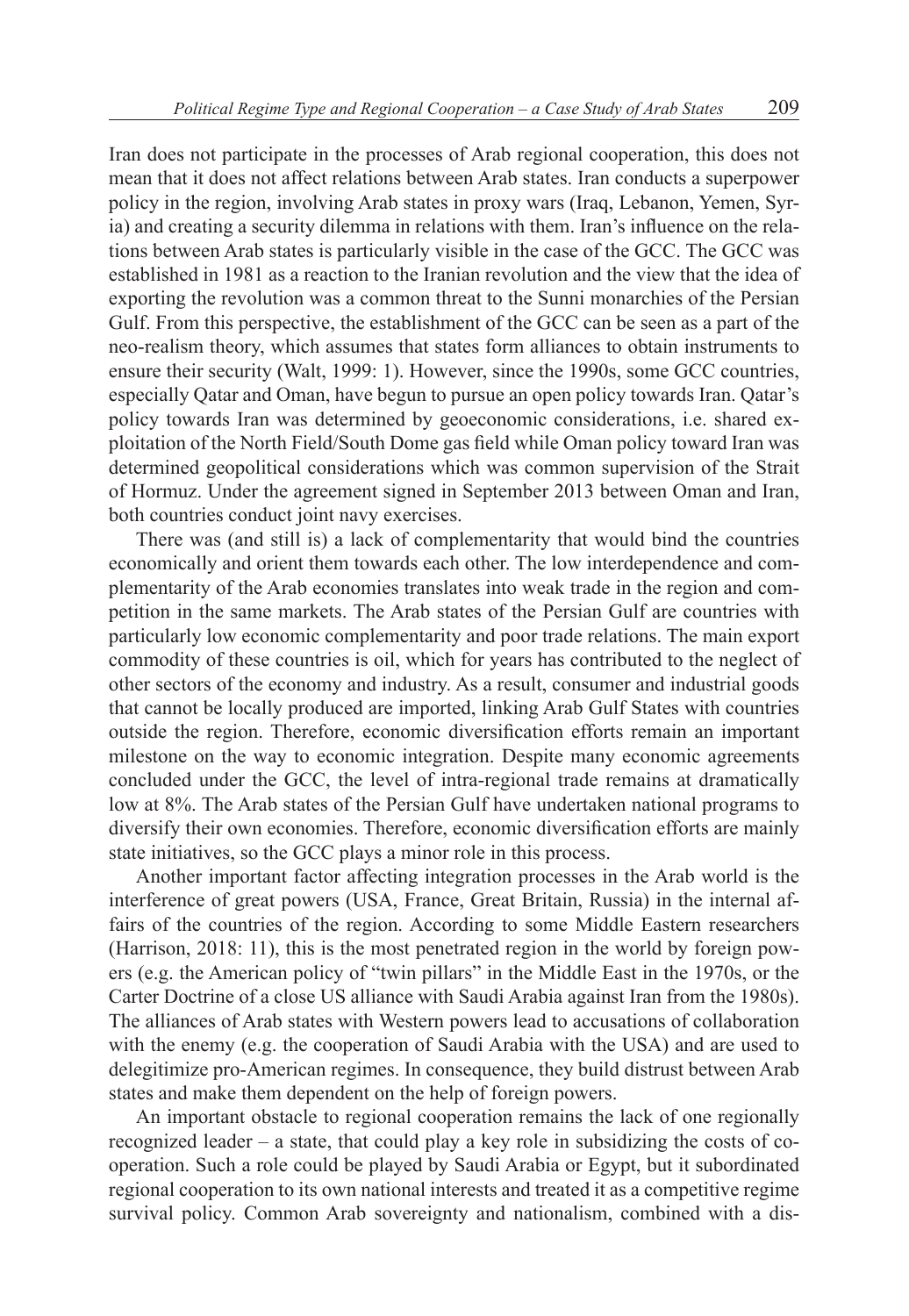Iran does not participate in the processes of Arab regional cooperation, this does not mean that it does not affect relations between Arab states. Iran conducts a superpower policy in the region, involving Arab states in proxy wars (Iraq, Lebanon, Yemen, Syria) and creating a security dilemma in relations with them. Iran's influence on the relations between Arab states is particularly visible in the case of the GCC. The GCC was established in 1981 as a reaction to the Iranian revolution and the view that the idea of exporting the revolution was a common threat to the Sunni monarchies of the Persian Gulf. From this perspective, the establishment of the GCC can be seen as a part of the neo-realism theory, which assumes that states form alliances to obtain instruments to ensure their security (Walt, 1999: 1). However, since the 1990s, some GCC countries, especially Qatar and Oman, have begun to pursue an open policy towards Iran. Qatar's policy towards Iran was determined by geoeconomic considerations, i.e. shared exploitation of the North Field/South Dome gas field while Oman policy toward Iran was determined geopolitical considerations which was common supervision of the Strait of Hormuz. Under the agreement signed in September 2013 between Oman and Iran, both countries conduct joint navy exercises.

There was (and still is) a lack of complementarity that would bind the countries economically and orient them towards each other. The low interdependence and complementarity of the Arab economies translates into weak trade in the region and competition in the same markets. The Arab states of the Persian Gulf are countries with particularly low economic complementarity and poor trade relations. The main export commodity of these countries is oil, which for years has contributed to the neglect of other sectors of the economy and industry. As a result, consumer and industrial goods that cannot be locally produced are imported, linking Arab Gulf States with countries outside the region. Therefore, economic diversification efforts remain an important milestone on the way to economic integration. Despite many economic agreements concluded under the GCC, the level of intra-regional trade remains at dramatically low at 8%. The Arab states of the Persian Gulf have undertaken national programs to diversify their own economies. Therefore, economic diversification efforts are mainly state initiatives, so the GCC plays a minor role in this process.

Another important factor affecting integration processes in the Arab world is the interference of great powers (USA, France, Great Britain, Russia) in the internal affairs of the countries of the region. According to some Middle Eastern researchers (Harrison, 2018: 11), this is the most penetrated region in the world by foreign powers (e.g. the American policy of "twin pillars" in the Middle East in the 1970s, or the Carter Doctrine of a close US alliance with Saudi Arabia against Iran from the 1980s). The alliances of Arab states with Western powers lead to accusations of collaboration with the enemy (e.g. the cooperation of Saudi Arabia with the USA) and are used to delegitimize pro-American regimes. In consequence, they build distrust between Arab states and make them dependent on the help of foreign powers.

An important obstacle to regional cooperation remains the lack of one regionally recognized leader – a state, that could play a key role in subsidizing the costs of cooperation. Such a role could be played by Saudi Arabia or Egypt, but it subordinated regional cooperation to its own national interests and treated it as a competitive regime survival policy. Common Arab sovereignty and nationalism, combined with a dis-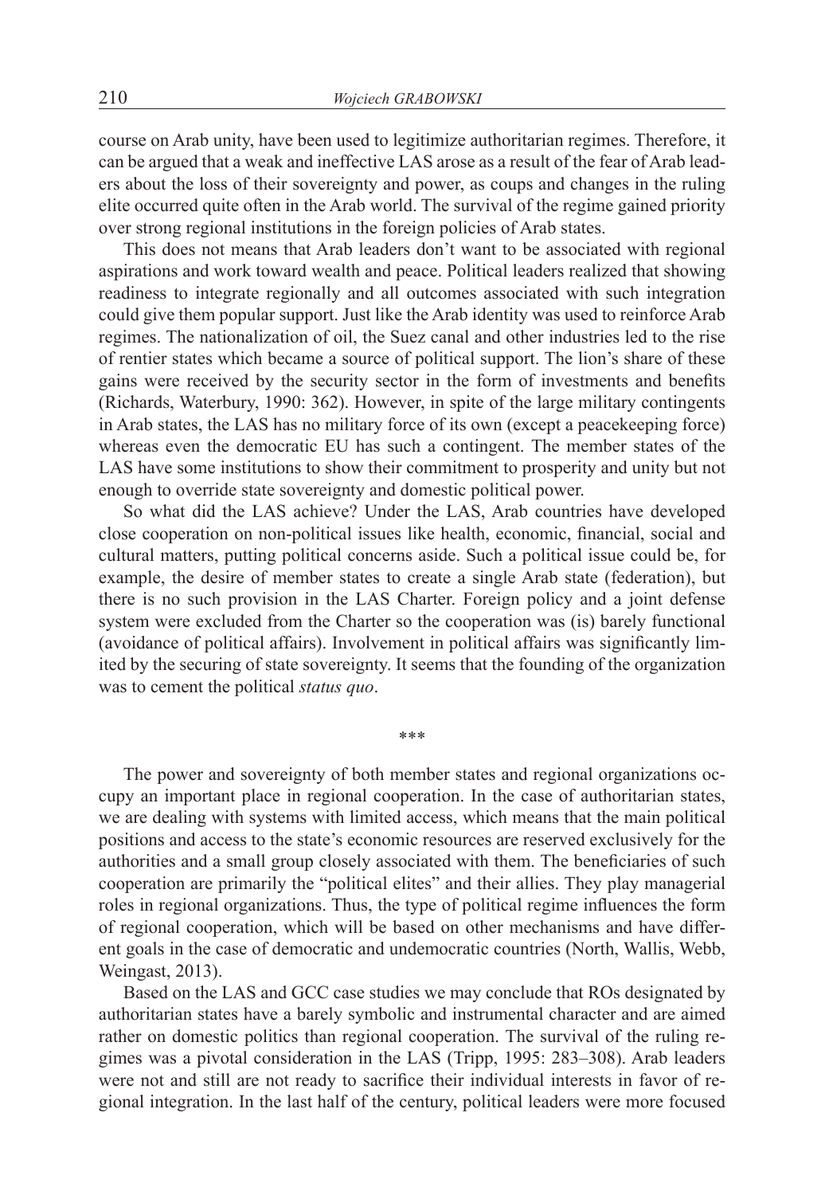course on Arab unity, have been used to legitimize authoritarian regimes. Therefore, it can be argued that a weak and ineffective LAS arose as a result of the fear of Arab leaders about the loss of their sovereignty and power, as coups and changes in the ruling elite occurred quite often in the Arab world. The survival of the regime gained priority over strong regional institutions in the foreign policies of Arab states.

This does not means that Arab leaders don't want to be associated with regional aspirations and work toward wealth and peace. Political leaders realized that showing readiness to integrate regionally and all outcomes associated with such integration could give them popular support. Just like the Arab identity was used to reinforce Arab regimes. The nationalization of oil, the Suez canal and other industries led to the rise of rentier states which became a source of political support. The lion's share of these gains were received by the security sector in the form of investments and benefits (Richards, Waterbury, 1990: 362). However, in spite of the large military contingents in Arab states, the LAS has no military force of its own (except a peacekeeping force) whereas even the democratic EU has such a contingent. The member states of the LAS have some institutions to show their commitment to prosperity and unity but not enough to override state sovereignty and domestic political power.

So what did the LAS achieve? Under the LAS, Arab countries have developed close cooperation on non-political issues like health, economic, financial, social and cultural matters, putting political concerns aside. Such a political issue could be, for example, the desire of member states to create a single Arab state (federation), but there is no such provision in the LAS Charter. Foreign policy and a joint defense system were excluded from the Charter so the cooperation was (is) barely functional (avoidance of political affairs). Involvement in political affairs was significantly limited by the securing of state sovereignty. It seems that the founding of the organization was to cement the political *status quo*.

***

The power and sovereignty of both member states and regional organizations occupy an important place in regional cooperation. In the case of authoritarian states, we are dealing with systems with limited access, which means that the main political positions and access to the state's economic resources are reserved exclusively for the authorities and a small group closely associated with them. The beneficiaries of such cooperation are primarily the "political elites" and their allies. They play managerial roles in regional organizations. Thus, the type of political regime influences the form of regional cooperation, which will be based on other mechanisms and have different goals in the case of democratic and undemocratic countries (North, Wallis, Webb, Weingast, 2013).

Based on the LAS and GCC case studies we may conclude that ROs designated by authoritarian states have a barely symbolic and instrumental character and are aimed rather on domestic politics than regional cooperation. The survival of the ruling regimes was a pivotal consideration in the LAS (Tripp, 1995: 283–308). Arab leaders were not and still are not ready to sacrifice their individual interests in favor of regional integration. In the last half of the century, political leaders were more focused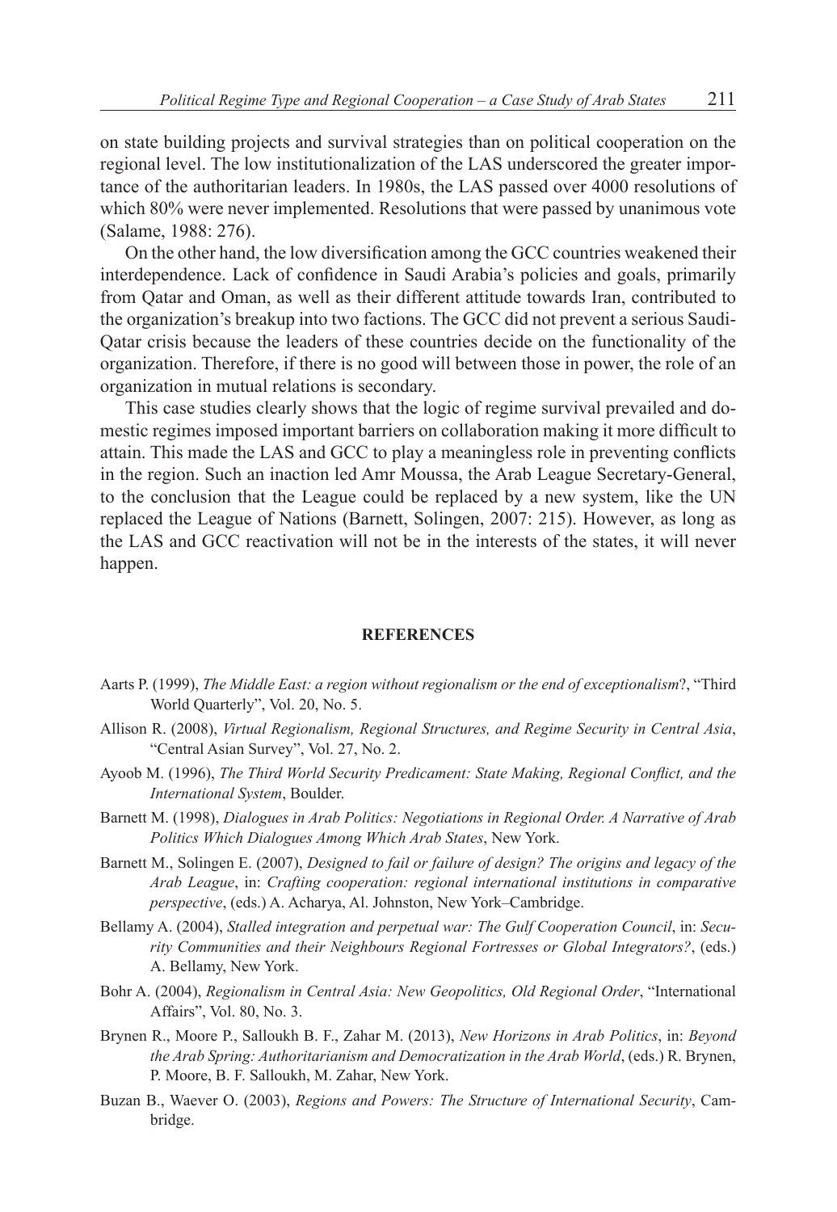on state building projects and survival strategies than on political cooperation on the regional level. The low institutionalization of the LAS underscored the greater importance of the authoritarian leaders. In 1980s, the LAS passed over 4000 resolutions of which 80% were never implemented. Resolutions that were passed by unanimous vote (Salame, 1988: 276).

On the other hand, the low diversification among the GCC countries weakened their interdependence. Lack of confidence in Saudi Arabia's policies and goals, primarily from Qatar and Oman, as well as their different attitude towards Iran, contributed to the organization's breakup into two factions. The GCC did not prevent a serious Saudi-Qatar crisis because the leaders of these countries decide on the functionality of the organization. Therefore, if there is no good will between those in power, the role of an organization in mutual relations is secondary.

This case studies clearly shows that the logic of regime survival prevailed and domestic regimes imposed important barriers on collaboration making it more difficult to attain. This made the LAS and GCC to play a meaningless role in preventing conflicts in the region. Such an inaction led Amr Moussa, the Arab League Secretary-General, to the conclusion that the League could be replaced by a new system, like the UN replaced the League of Nations (Barnett, Solingen, 2007: 215). However, as long as the LAS and GCC reactivation will not be in the interests of the states, it will never happen.

## REFERENCES

- Aarts P. (1999), *The Middle East: a region without regionalism or the end of exceptionalism*?, "Third World Quarterly", Vol. 20, No. 5.
- Allison R. (2008), *Virtual Regionalism, Regional Structures, and Regime Security in Central Asia*, "Central Asian Survey", Vol. 27, No. 2.
- Ayoob M. (1996), *The Third World Security Predicament: State Making, Regional Conflict, and the International System*, Boulder.
- Barnett M. (1998), *Dialogues in Arab Politics: Negotiations in Regional Order. A Narrative of Arab Politics Which Dialogues Among Which Arab States*, New York.
- Barnett M., Solingen E. (2007), *Designed to fail or failure of design? The origins and legacy of the Arab League*, in: *Crafting cooperation: regional international institutions in comparative perspective*, (eds.) A. Acharya, Al. Johnston, New York–Cambridge.
- Bellamy A. (2004), *Stalled integration and perpetual war: The Gulf Cooperation Council*, in: *Security Communities and their Neighbours Regional Fortresses or Global Integrators?*, (eds.) A. Bellamy, New York.
- Bohr A. (2004), *Regionalism in Central Asia: New Geopolitics, Old Regional Order*, "International Affairs", Vol. 80, No. 3.
- Brynen R., Moore P., Salloukh B. F., Zahar M. (2013), *New Horizons in Arab Politics*, in: *Beyond the Arab Spring: Authoritarianism and Democratization in the Arab World*, (eds.) R. Brynen, P. Moore, B. F. Salloukh, M. Zahar, New York.
- Buzan B., Waever O. (2003), *Regions and Powers: The Structure of International Security*, Cambridge.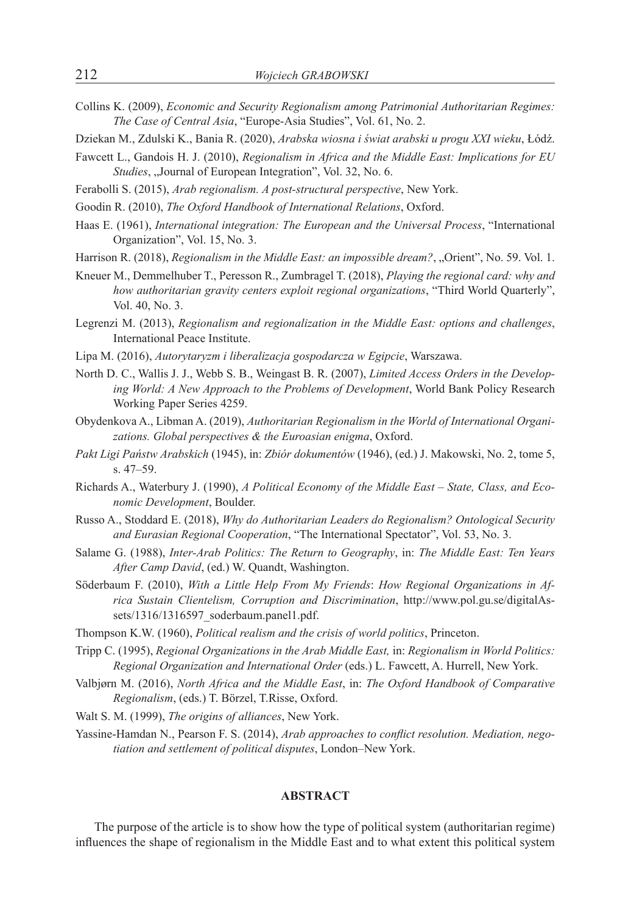Collins K. (2009), *Economic and Security Regionalism among Patrimonial Authoritarian Regimes: The Case of Central Asia*, "Europe-Asia Studies", Vol. 61, No. 2.

Dziekan M., Zdulski K., Bania R. (2020), *Arabska wiosna i świat arabski u progu XXI wieku*, Łódź.

Fawcett L., Gandois H. J. (2010), *Regionalism in Africa and the Middle East: Implications for EU Studies*, „Journal of European Integration", Vol. 32, No. 6.

Ferabolli S. (2015), *Arab regionalism. A post-structural perspective*, New York.

Goodin R. (2010), *The Oxford Handbook of International Relations*, Oxford.

Haas E. (1961), *International integration: The European and the Universal Process*, "International Organization", Vol. 15, No. 3.

Harrison R. (2018), *Regionalism in the Middle East: an impossible dream?*, „Orient", No. 59. Vol. 1.

Kneuer M., Demmelhuber T., Peresson R., Zumbragel T. (2018), *Playing the regional card: why and how authoritarian gravity centers exploit regional organizations*, "Third World Quarterly", Vol. 40, No. 3.

Legrenzi M. (2013), *Regionalism and regionalization in the Middle East: options and challenges*, International Peace Institute.

Lipa M. (2016), *Autorytaryzm i liberalizacja gospodarcza w Egipcie*, Warszawa.

North D. C., Wallis J. J., Webb S. B., Weingast B. R. (2007), *Limited Access Orders in the Developing World: A New Approach to the Problems of Development*, World Bank Policy Research Working Paper Series 4259.

Obydenkova A., Libman A. (2019), *Authoritarian Regionalism in the World of International Organizations. Global perspectives & the Euroasian enigma*, Oxford.

*Pakt Ligi Państw Arabskich* (1945), in: *Zbiór dokumentów* (1946), (ed.) J. Makowski, No. 2, tome 5, s. 47–59.

Richards A., Waterbury J. (1990), *A Political Economy of the Middle East – State, Class, and Economic Development*, Boulder.

Russo A., Stoddard E. (2018), *Why do Authoritarian Leaders do Regionalism? Ontological Security and Eurasian Regional Cooperation*, "The International Spectator", Vol. 53, No. 3.

Salame G. (1988), *Inter-Arab Politics: The Return to Geography*, in: *The Middle East: Ten Years After Camp David*, (ed.) W. Quandt, Washington.

Söderbaum F. (2010), *With a Little Help From My Friends*: *How Regional Organizations in Africa Sustain Clientelism, Corruption and Discrimination*, http://www.pol.gu.se/digitalAssets/1316/1316597_soderbaum.panel1.pdf.

Thompson K.W. (1960), *Political realism and the crisis of world politics*, Princeton.

Tripp C. (1995), *Regional Organizations in the Arab Middle East,* in: *Regionalism in World Politics: Regional Organization and International Order* (eds.) L. Fawcett, A. Hurrell, New York.

Valbjørn M. (2016), *North Africa and the Middle East*, in: *The Oxford Handbook of Comparative Regionalism*, (eds.) T. Börzel, T.Risse, Oxford.

Walt S. M. (1999), *The origins of alliances*, New York.

Yassine-Hamdan N., Pearson F. S. (2014), *Arab approaches to conflict resolution. Mediation, negotiation and settlement of political disputes*, London–New York.

## ABSTRACT

The purpose of the article is to show how the type of political system (authoritarian regime) influences the shape of regionalism in the Middle East and to what extent this political system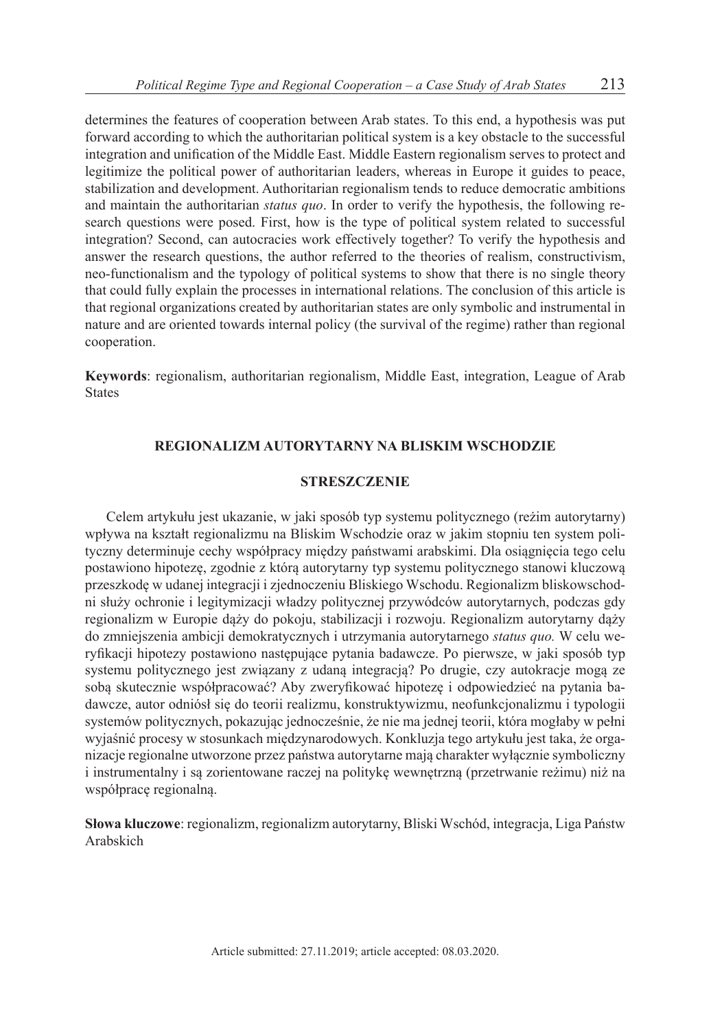determines the features of cooperation between Arab states. To this end, a hypothesis was put forward according to which the authoritarian political system is a key obstacle to the successful integration and unification of the Middle East. Middle Eastern regionalism serves to protect and legitimize the political power of authoritarian leaders, whereas in Europe it guides to peace, stabilization and development. Authoritarian regionalism tends to reduce democratic ambitions and maintain the authoritarian *status quo*. In order to verify the hypothesis, the following research questions were posed. First, how is the type of political system related to successful integration? Second, can autocracies work effectively together? To verify the hypothesis and answer the research questions, the author referred to the theories of realism, constructivism, neo-functionalism and the typology of political systems to show that there is no single theory that could fully explain the processes in international relations. The conclusion of this article is that regional organizations created by authoritarian states are only symbolic and instrumental in nature and are oriented towards internal policy (the survival of the regime) rather than regional cooperation.

**Keywords**: regionalism, authoritarian regionalism, Middle East, integration, League of Arab States

## REGIONALIZM AUTORYTARNY NA BLISKIM WSCHODZIE

### STRESZCZENIE

Celem artykułu jest ukazanie, w jaki sposób typ systemu politycznego (reżim autorytarny) wpływa na kształt regionalizmu na Bliskim Wschodzie oraz w jakim stopniu ten system polityczny determinuje cechy współpracy między państwami arabskimi. Dla osiągnięcia tego celu postawiono hipotezę, zgodnie z którą autorytarny typ systemu politycznego stanowi kluczową przeszkodę w udanej integracji i zjednoczeniu Bliskiego Wschodu. Regionalizm bliskowschodni służy ochronie i legitymizacji władzy politycznej przywódców autorytarnych, podczas gdy regionalizm w Europie dąży do pokoju, stabilizacji i rozwoju. Regionalizm autorytarny dąży do zmniejszenia ambicji demokratycznych i utrzymania autorytarnego *status quo.* W celu weryfikacji hipotezy postawiono następujące pytania badawcze. Po pierwsze, w jaki sposób typ systemu politycznego jest związany z udaną integracją? Po drugie, czy autokracje mogą ze sobą skutecznie współpracować? Aby zweryfikować hipotezę i odpowiedzieć na pytania badawcze, autor odniósł się do teorii realizmu, konstruktywizmu, neofunkcjonalizmu i typologii systemów politycznych, pokazując jednocześnie, że nie ma jednej teorii, która mogłaby w pełni wyjaśnić procesy w stosunkach międzynarodowych. Konkluzja tego artykułu jest taka, że organizacje regionalne utworzone przez państwa autorytarne mają charakter wyłącznie symboliczny i instrumentalny i są zorientowane raczej na politykę wewnętrzną (przetrwanie reżimu) niż na współpracę regionalną.

**Słowa kluczowe**: regionalizm, regionalizm autorytarny, Bliski Wschód, integracja, Liga Państw Arabskich

Article submitted: 27.11.2019; article accepted: 08.03.2020.